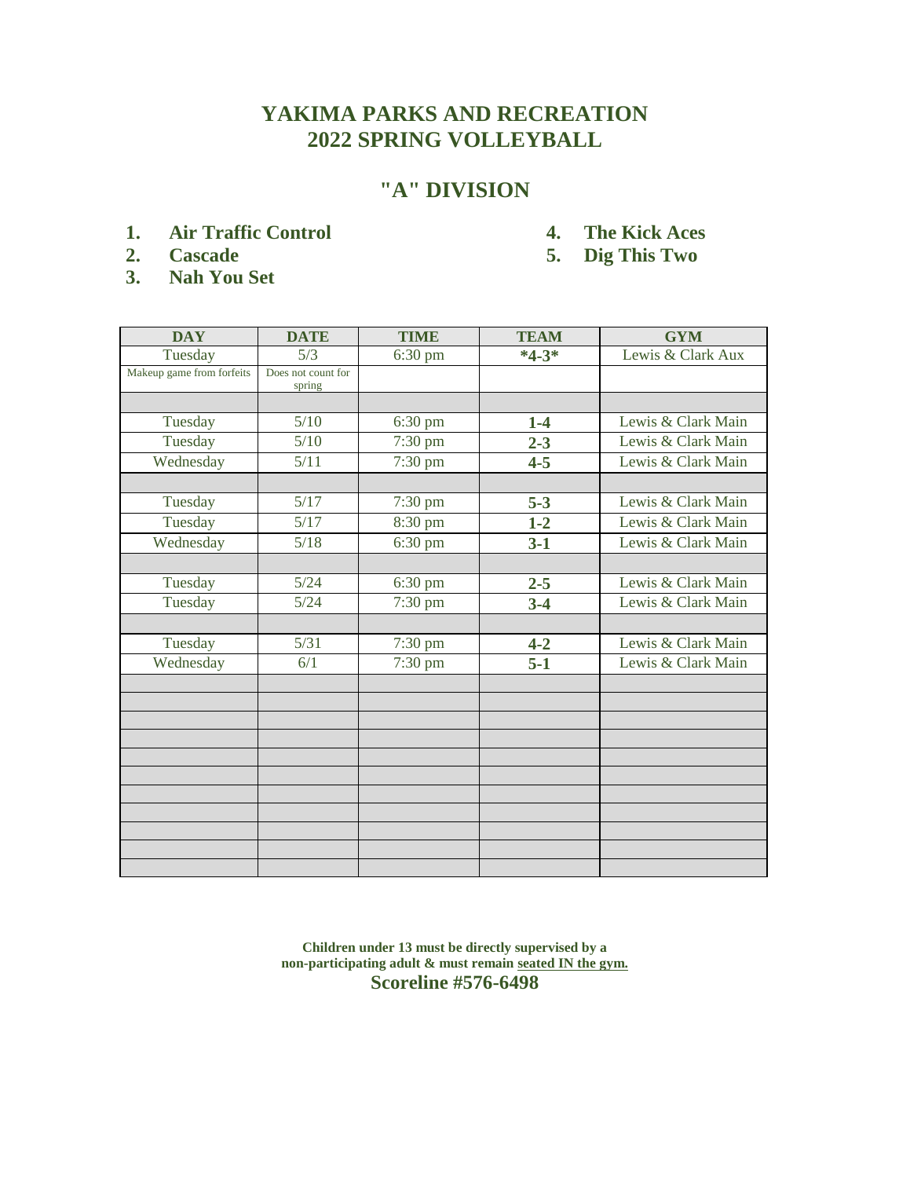# YAKIMA PARKS AND RECREATION
# 2022 SPRING VOLLEYBALL

## "A" DIVISION

1. **Air Traffic Control**
2. **Cascade**
3. **Nah You Set**
4. **The Kick Aces**
5. **Dig This Two**

| DAY | DATE | TIME | TEAM | GYM |
|---|---|---|---|---|
| Tuesday | 5/3 | 6:30 pm | **\*4-3\*** | Lewis & Clark Aux |
| Makeup game from forfeits | Does not count for spring | | | |
| | | | | |
| Tuesday | 5/10 | 6:30 pm | **1-4** | Lewis & Clark Main |
| Tuesday | 5/10 | 7:30 pm | **2-3** | Lewis & Clark Main |
| Wednesday | 5/11 | 7:30 pm | **4-5** | Lewis & Clark Main |
| | | | | |
| Tuesday | 5/17 | 7:30 pm | **5-3** | Lewis & Clark Main |
| Tuesday | 5/17 | 8:30 pm | **1-2** | Lewis & Clark Main |
| Wednesday | 5/18 | 6:30 pm | **3-1** | Lewis & Clark Main |
| | | | | |
| Tuesday | 5/24 | 6:30 pm | **2-5** | Lewis & Clark Main |
| Tuesday | 5/24 | 7:30 pm | **3-4** | Lewis & Clark Main |
| | | | | |
| Tuesday | 5/31 | 7:30 pm | **4-2** | Lewis & Clark Main |
| Wednesday | 6/1 | 7:30 pm | **5-1** | Lewis & Clark Main |

**Children under 13 must be directly supervised by a non-participating adult & must remain <u>seated IN the gym.</u>**

**Scoreline #576-6498**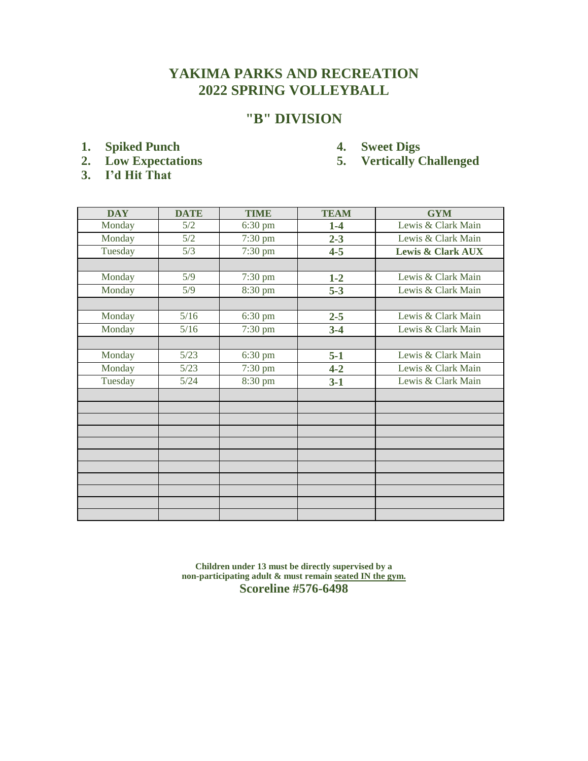## YAKIMA PARKS AND RECREATION
## 2022 SPRING VOLLEYBALL

### "B" DIVISION

1. **Spiked Punch**
2. **Low Expectations**
3. **I'd Hit That**
4. **Sweet Digs**
5. **Vertically Challenged**

| DAY | DATE | TIME | TEAM | GYM |
|---|---|---|---|---|
| Monday | 5/2 | 6:30 pm | **1-4** | Lewis & Clark Main |
| Monday | 5/2 | 7:30 pm | **2-3** | Lewis & Clark Main |
| Tuesday | 5/3 | 7:30 pm | **4-5** | **Lewis & Clark AUX** |
| | | | | |
| Monday | 5/9 | 7:30 pm | **1-2** | Lewis & Clark Main |
| Monday | 5/9 | 8:30 pm | **5-3** | Lewis & Clark Main |
| | | | | |
| Monday | 5/16 | 6:30 pm | **2-5** | Lewis & Clark Main |
| Monday | 5/16 | 7:30 pm | **3-4** | Lewis & Clark Main |
| | | | | |
| Monday | 5/23 | 6:30 pm | **5-1** | Lewis & Clark Main |
| Monday | 5/23 | 7:30 pm | **4-2** | Lewis & Clark Main |
| Tuesday | 5/24 | 8:30 pm | **3-1** | Lewis & Clark Main |
| | | | | |
| | | | | |
| | | | | |
| | | | | |
| | | | | |
| | | | | |
| | | | | |
| | | | | |
| | | | | |
| | | | | |
| | | | | |

**Children under 13 must be directly supervised by a non-participating adult & must remain seated IN the gym.**

**Scoreline #576-6498**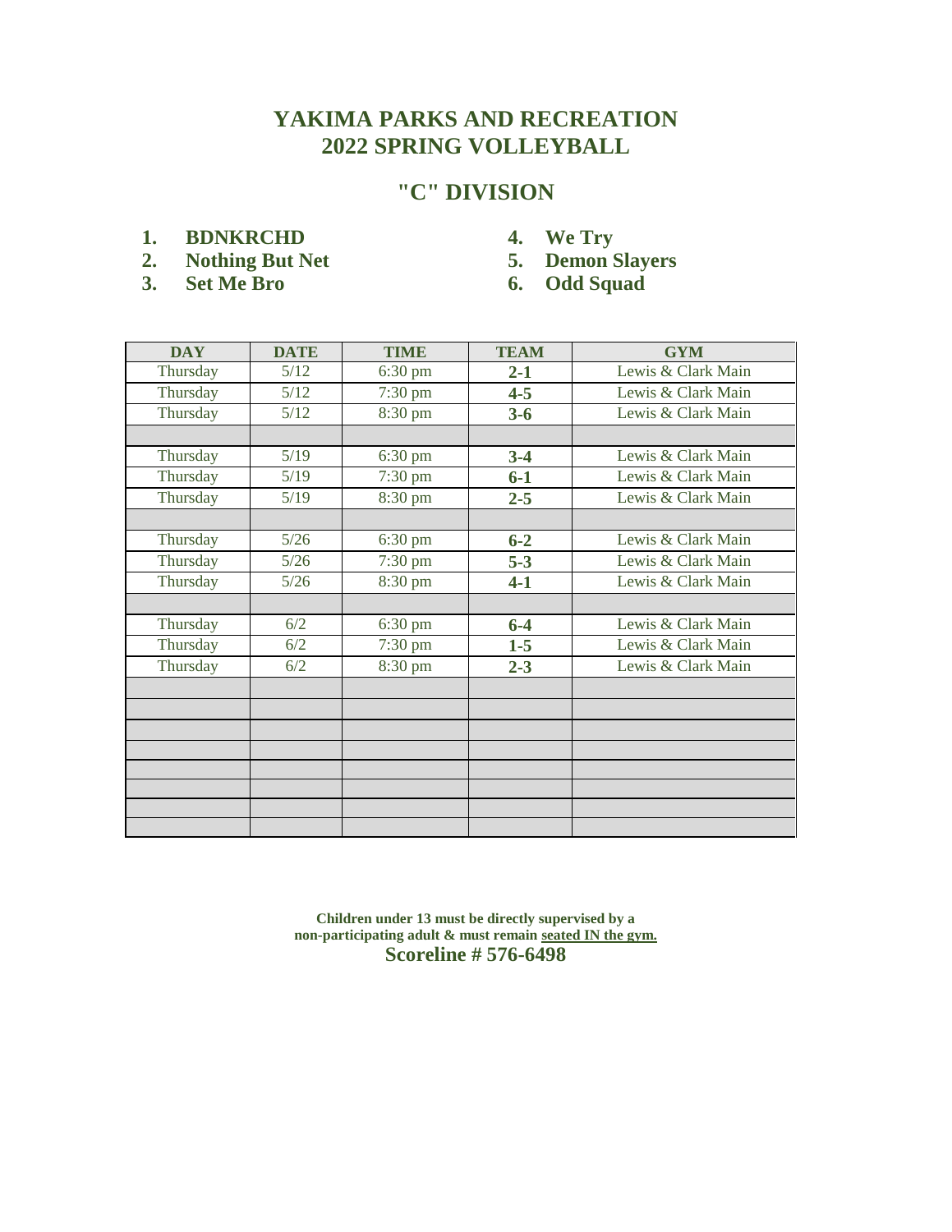# YAKIMA PARKS AND RECREATION
# 2022 SPRING VOLLEYBALL

## "C" DIVISION

1. **BDNKRCHD**
2. **Nothing But Net**
3. **Set Me Bro**
4. **We Try**
5. **Demon Slayers**
6. **Odd Squad**

| DAY | DATE | TIME | TEAM | GYM |
|---|---|---|---|---|
| Thursday | 5/12 | 6:30 pm | **2-1** | Lewis & Clark Main |
| Thursday | 5/12 | 7:30 pm | **4-5** | Lewis & Clark Main |
| Thursday | 5/12 | 8:30 pm | **3-6** | Lewis & Clark Main |
| | | | | |
| Thursday | 5/19 | 6:30 pm | **3-4** | Lewis & Clark Main |
| Thursday | 5/19 | 7:30 pm | **6-1** | Lewis & Clark Main |
| Thursday | 5/19 | 8:30 pm | **2-5** | Lewis & Clark Main |
| | | | | |
| Thursday | 5/26 | 6:30 pm | **6-2** | Lewis & Clark Main |
| Thursday | 5/26 | 7:30 pm | **5-3** | Lewis & Clark Main |
| Thursday | 5/26 | 8:30 pm | **4-1** | Lewis & Clark Main |
| | | | | |
| Thursday | 6/2 | 6:30 pm | **6-4** | Lewis & Clark Main |
| Thursday | 6/2 | 7:30 pm | **1-5** | Lewis & Clark Main |
| Thursday | 6/2 | 8:30 pm | **2-3** | Lewis & Clark Main |
| | | | | |
| | | | | |
| | | | | |
| | | | | |
| | | | | |
| | | | | |
| | | | | |
| | | | | |

**Children under 13 must be directly supervised by a non-participating adult & must remain seated IN the gym.**

**Scoreline # 576-6498**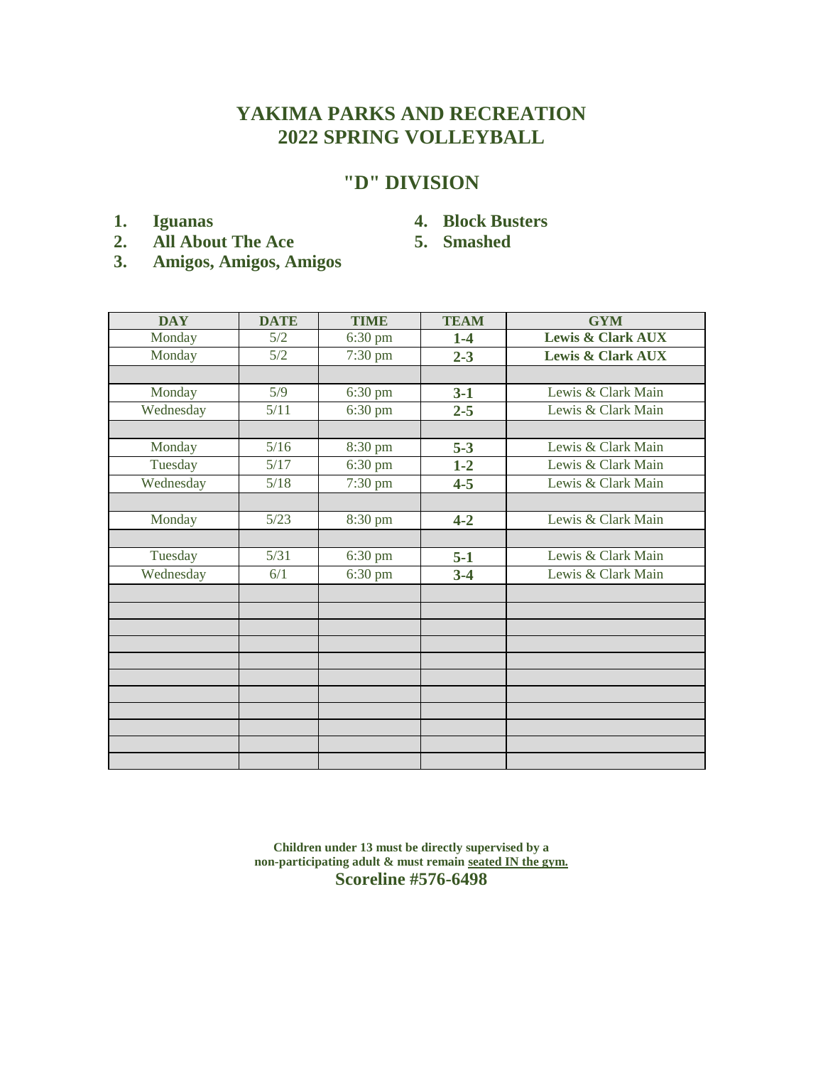# YAKIMA PARKS AND RECREATION
# 2022 SPRING VOLLEYBALL

## "D" DIVISION

1. **Iguanas**
2. **All About The Ace**
3. **Amigos, Amigos, Amigos**
4. **Block Busters**
5. **Smashed**

| DAY | DATE | TIME | TEAM | GYM |
|---|---|---|---|---|
| Monday | 5/2 | 6:30 pm | **1-4** | **Lewis & Clark AUX** |
| Monday | 5/2 | 7:30 pm | **2-3** | **Lewis & Clark AUX** |
| | | | | |
| Monday | 5/9 | 6:30 pm | **3-1** | Lewis & Clark Main |
| Wednesday | 5/11 | 6:30 pm | **2-5** | Lewis & Clark Main |
| | | | | |
| Monday | 5/16 | 8:30 pm | **5-3** | Lewis & Clark Main |
| Tuesday | 5/17 | 6:30 pm | **1-2** | Lewis & Clark Main |
| Wednesday | 5/18 | 7:30 pm | **4-5** | Lewis & Clark Main |
| | | | | |
| Monday | 5/23 | 8:30 pm | **4-2** | Lewis & Clark Main |
| | | | | |
| Tuesday | 5/31 | 6:30 pm | **5-1** | Lewis & Clark Main |
| Wednesday | 6/1 | 6:30 pm | **3-4** | Lewis & Clark Main |

**Children under 13 must be directly supervised by a non-participating adult & must remain seated IN the gym.**

**Scoreline #576-6498**